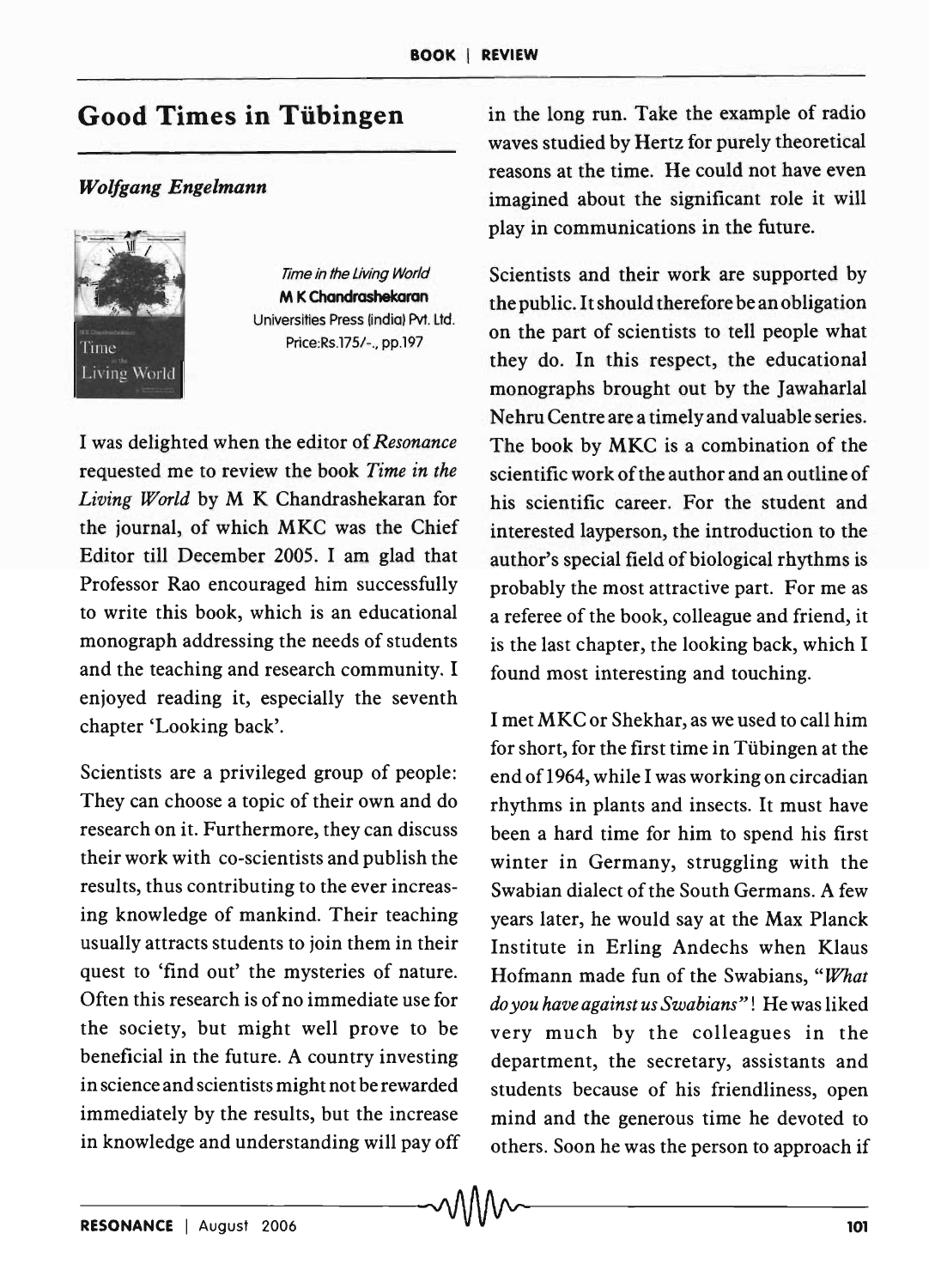# Good Times in Tübingen

***Wolfgang Engelmann***

*Time in the Living World*
**M K Chandrashekaran**
Universities Press (India) Pvt. Ltd.
Price:Rs.175/-., pp.197

I was delighted when the editor of *Resonance* requested me to review the book *Time in the Living World* by M K Chandrashekaran for the journal, of which MKC was the Chief Editor till December 2005. I am glad that Professor Rao encouraged him successfully to write this book, which is an educational monograph addressing the needs of students and the teaching and research community. I enjoyed reading it, especially the seventh chapter 'Looking back'.

Scientists are a privileged group of people: They can choose a topic of their own and do research on it. Furthermore, they can discuss their work with co-scientists and publish the results, thus contributing to the ever increasing knowledge of mankind. Their teaching usually attracts students to join them in their quest to 'find out' the mysteries of nature. Often this research is of no immediate use for the society, but might well prove to be beneficial in the future. A country investing in science and scientists might not be rewarded immediately by the results, but the increase in knowledge and understanding will pay off in the long run. Take the example of radio waves studied by Hertz for purely theoretical reasons at the time. He could not have even imagined about the significant role it will play in communications in the future.

Scientists and their work are supported by the public. It should therefore be an obligation on the part of scientists to tell people what they do. In this respect, the educational monographs brought out by the Jawaharlal Nehru Centre are a timely and valuable series. The book by MKC is a combination of the scientific work of the author and an outline of his scientific career. For the student and interested layperson, the introduction to the author's special field of biological rhythms is probably the most attractive part. For me as a referee of the book, colleague and friend, it is the last chapter, the looking back, which I found most interesting and touching.

I met MKC or Shekhar, as we used to call him for short, for the first time in Tübingen at the end of 1964, while I was working on circadian rhythms in plants and insects. It must have been a hard time for him to spend his first winter in Germany, struggling with the Swabian dialect of the South Germans. A few years later, he would say at the Max Planck Institute in Erling Andechs when Klaus Hofmann made fun of the Swabians, "*What do you have against us Swabians*"! He was liked very much by the colleagues in the department, the secretary, assistants and students because of his friendliness, open mind and the generous time he devoted to others. Soon he was the person to approach if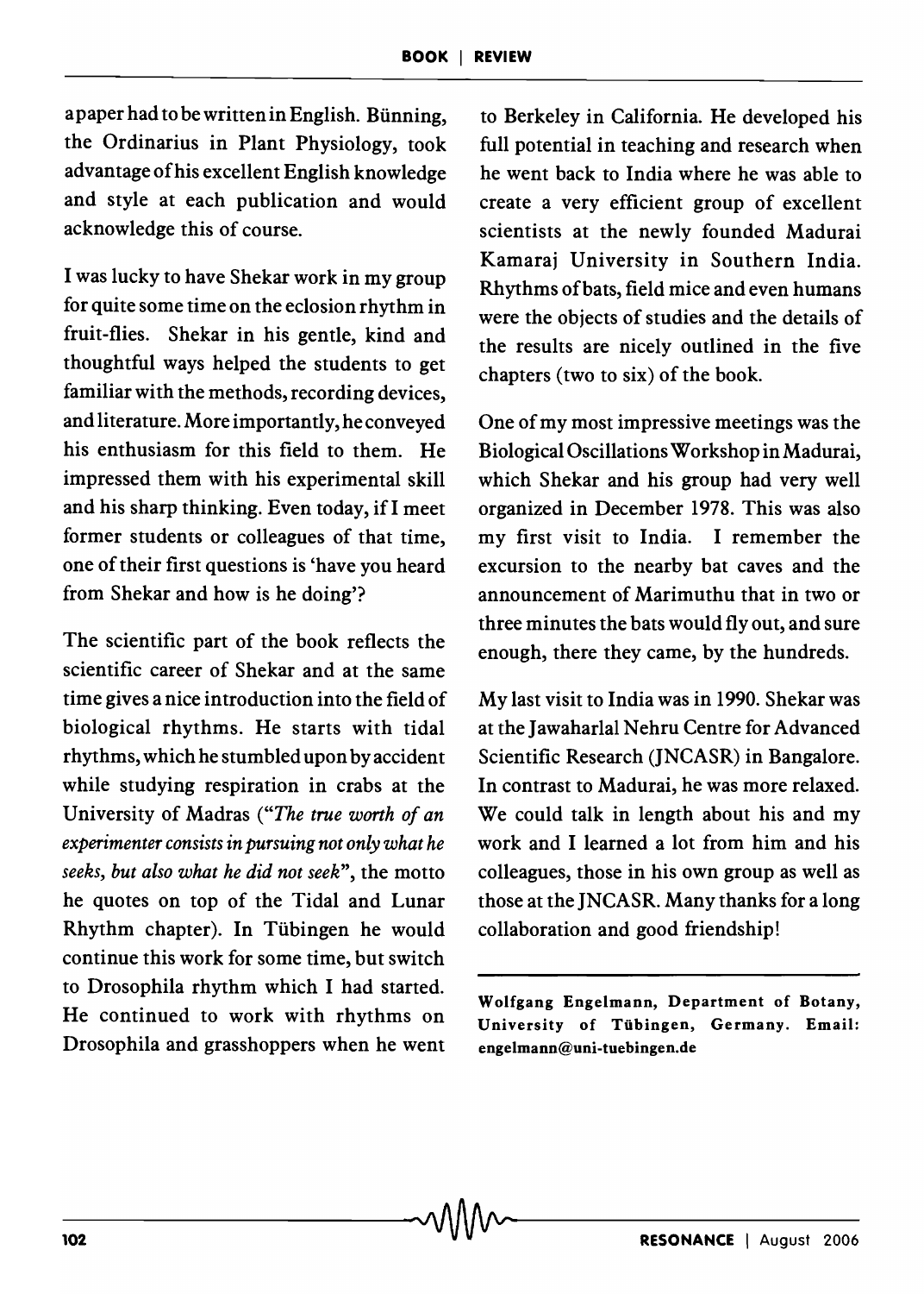a paper had to be written in English. Bünning, the Ordinarius in Plant Physiology, took advantage of his excellent English knowledge and style at each publication and would acknowledge this of course.

I was lucky to have Shekar work in my group for quite some time on the eclosion rhythm in fruit-flies. Shekar in his gentle, kind and thoughtful ways helped the students to get familiar with the methods, recording devices, and literature. More importantly, he conveyed his enthusiasm for this field to them. He impressed them with his experimental skill and his sharp thinking. Even today, if I meet former students or colleagues of that time, one of their first questions is 'have you heard from Shekar and how is he doing'?

The scientific part of the book reflects the scientific career of Shekar and at the same time gives a nice introduction into the field of biological rhythms. He starts with tidal rhythms, which he stumbled upon by accident while studying respiration in crabs at the University of Madras (*"The true worth of an experimenter consists in pursuing not only what he seeks, but also what he did not seek"*, the motto he quotes on top of the Tidal and Lunar Rhythm chapter). In Tübingen he would continue this work for some time, but switch to Drosophila rhythm which I had started. He continued to work with rhythms on Drosophila and grasshoppers when he went to Berkeley in California. He developed his full potential in teaching and research when he went back to India where he was able to create a very efficient group of excellent scientists at the newly founded Madurai Kamaraj University in Southern India. Rhythms of bats, field mice and even humans were the objects of studies and the details of the results are nicely outlined in the five chapters (two to six) of the book.

One of my most impressive meetings was the Biological Oscillations Workshop in Madurai, which Shekar and his group had very well organized in December 1978. This was also my first visit to India. I remember the excursion to the nearby bat caves and the announcement of Marimuthu that in two or three minutes the bats would fly out, and sure enough, there they came, by the hundreds.

My last visit to India was in 1990. Shekar was at the Jawaharlal Nehru Centre for Advanced Scientific Research (JNCASR) in Bangalore. In contrast to Madurai, he was more relaxed. We could talk in length about his and my work and I learned a lot from him and his colleagues, those in his own group as well as those at the JNCASR. Many thanks for a long collaboration and good friendship!

**Wolfgang Engelmann, Department of Botany, University of Tübingen, Germany. Email: engelmann@uni-tuebingen.de**